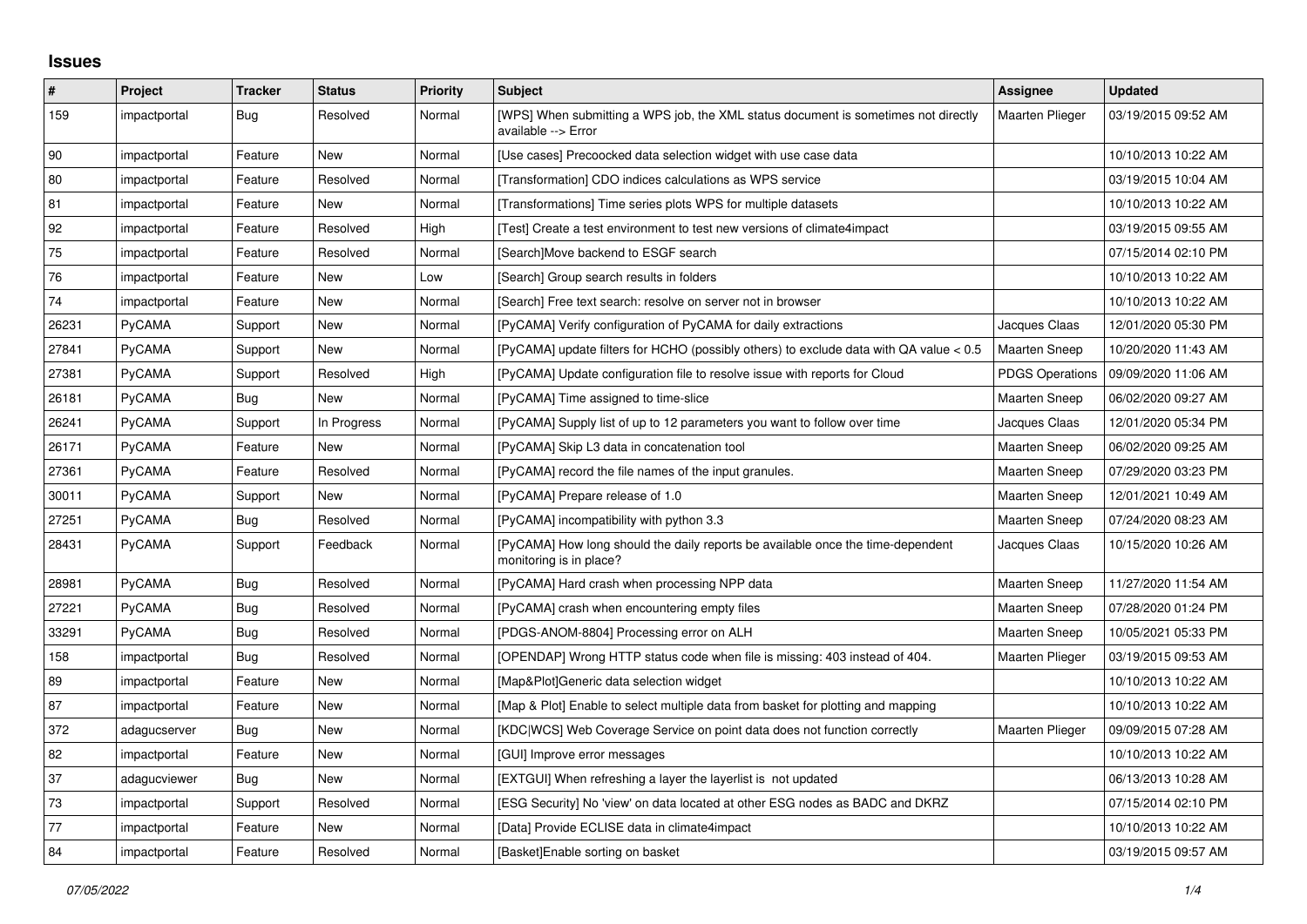## Issues

| # | Project | Tracker | Status | Priority | Subject | Assignee | Updated |
|---|---|---|---|---|---|---|---|
| 159 | impactportal | Bug | Resolved | Normal | [WPS] When submitting a WPS job, the XML status document is sometimes not directly available --> Error | Maarten Plieger | 03/19/2015 09:52 AM |
| 90 | impactportal | Feature | New | Normal | [Use cases] Precoocked data selection widget with use case data | | 10/10/2013 10:22 AM |
| 80 | impactportal | Feature | Resolved | Normal | [Transformation] CDO indices calculations as WPS service | | 03/19/2015 10:04 AM |
| 81 | impactportal | Feature | New | Normal | [Transformations] Time series plots WPS for multiple datasets | | 10/10/2013 10:22 AM |
| 92 | impactportal | Feature | Resolved | High | [Test] Create a test environment to test new versions of climate4impact | | 03/19/2015 09:55 AM |
| 75 | impactportal | Feature | Resolved | Normal | [Search]Move backend to ESGF search | | 07/15/2014 02:10 PM |
| 76 | impactportal | Feature | New | Low | [Search] Group search results in folders | | 10/10/2013 10:22 AM |
| 74 | impactportal | Feature | New | Normal | [Search] Free text search: resolve on server not in browser | | 10/10/2013 10:22 AM |
| 26231 | PyCAMA | Support | New | Normal | [PyCAMA] Verify configuration of PyCAMA for daily extractions | Jacques Claas | 12/01/2020 05:30 PM |
| 27841 | PyCAMA | Support | New | Normal | [PyCAMA] update filters for HCHO (possibly others) to exclude data with QA value < 0.5 | Maarten Sneep | 10/20/2020 11:43 AM |
| 27381 | PyCAMA | Support | Resolved | High | [PyCAMA] Update configuration file to resolve issue with reports for Cloud | PDGS Operations | 09/09/2020 11:06 AM |
| 26181 | PyCAMA | Bug | New | Normal | [PyCAMA] Time assigned to time-slice | Maarten Sneep | 06/02/2020 09:27 AM |
| 26241 | PyCAMA | Support | In Progress | Normal | [PyCAMA] Supply list of up to 12 parameters you want to follow over time | Jacques Claas | 12/01/2020 05:34 PM |
| 26171 | PyCAMA | Feature | New | Normal | [PyCAMA] Skip L3 data in concatenation tool | Maarten Sneep | 06/02/2020 09:25 AM |
| 27361 | PyCAMA | Feature | Resolved | Normal | [PyCAMA] record the file names of the input granules. | Maarten Sneep | 07/29/2020 03:23 PM |
| 30011 | PyCAMA | Support | New | Normal | [PyCAMA] Prepare release of 1.0 | Maarten Sneep | 12/01/2021 10:49 AM |
| 27251 | PyCAMA | Bug | Resolved | Normal | [PyCAMA] incompatibility with python 3.3 | Maarten Sneep | 07/24/2020 08:23 AM |
| 28431 | PyCAMA | Support | Feedback | Normal | [PyCAMA] How long should the daily reports be available once the time-dependent monitoring is in place? | Jacques Claas | 10/15/2020 10:26 AM |
| 28981 | PyCAMA | Bug | Resolved | Normal | [PyCAMA] Hard crash when processing NPP data | Maarten Sneep | 11/27/2020 11:54 AM |
| 27221 | PyCAMA | Bug | Resolved | Normal | [PyCAMA] crash when encountering empty files | Maarten Sneep | 07/28/2020 01:24 PM |
| 33291 | PyCAMA | Bug | Resolved | Normal | [PDGS-ANOM-8804] Processing error on ALH | Maarten Sneep | 10/05/2021 05:33 PM |
| 158 | impactportal | Bug | Resolved | Normal | [OPENDAP] Wrong HTTP status code when file is missing: 403 instead of 404. | Maarten Plieger | 03/19/2015 09:53 AM |
| 89 | impactportal | Feature | New | Normal | [Map&Plot]Generic data selection widget | | 10/10/2013 10:22 AM |
| 87 | impactportal | Feature | New | Normal | [Map & Plot] Enable to select multiple data from basket for plotting and mapping | | 10/10/2013 10:22 AM |
| 372 | adagucserver | Bug | New | Normal | [KDC\|WCS] Web Coverage Service on point data does not function correctly | Maarten Plieger | 09/09/2015 07:28 AM |
| 82 | impactportal | Feature | New | Normal | [GUI] Improve error messages | | 10/10/2013 10:22 AM |
| 37 | adagucviewer | Bug | New | Normal | [EXTGUI] When refreshing a layer the layerlist is not updated | | 06/13/2013 10:28 AM |
| 73 | impactportal | Support | Resolved | Normal | [ESG Security] No 'view' on data located at other ESG nodes as BADC and DKRZ | | 07/15/2014 02:10 PM |
| 77 | impactportal | Feature | New | Normal | [Data] Provide ECLISE data in climate4impact | | 10/10/2013 10:22 AM |
| 84 | impactportal | Feature | Resolved | Normal | [Basket]Enable sorting on basket | | 03/19/2015 09:57 AM |

*07/05/2022*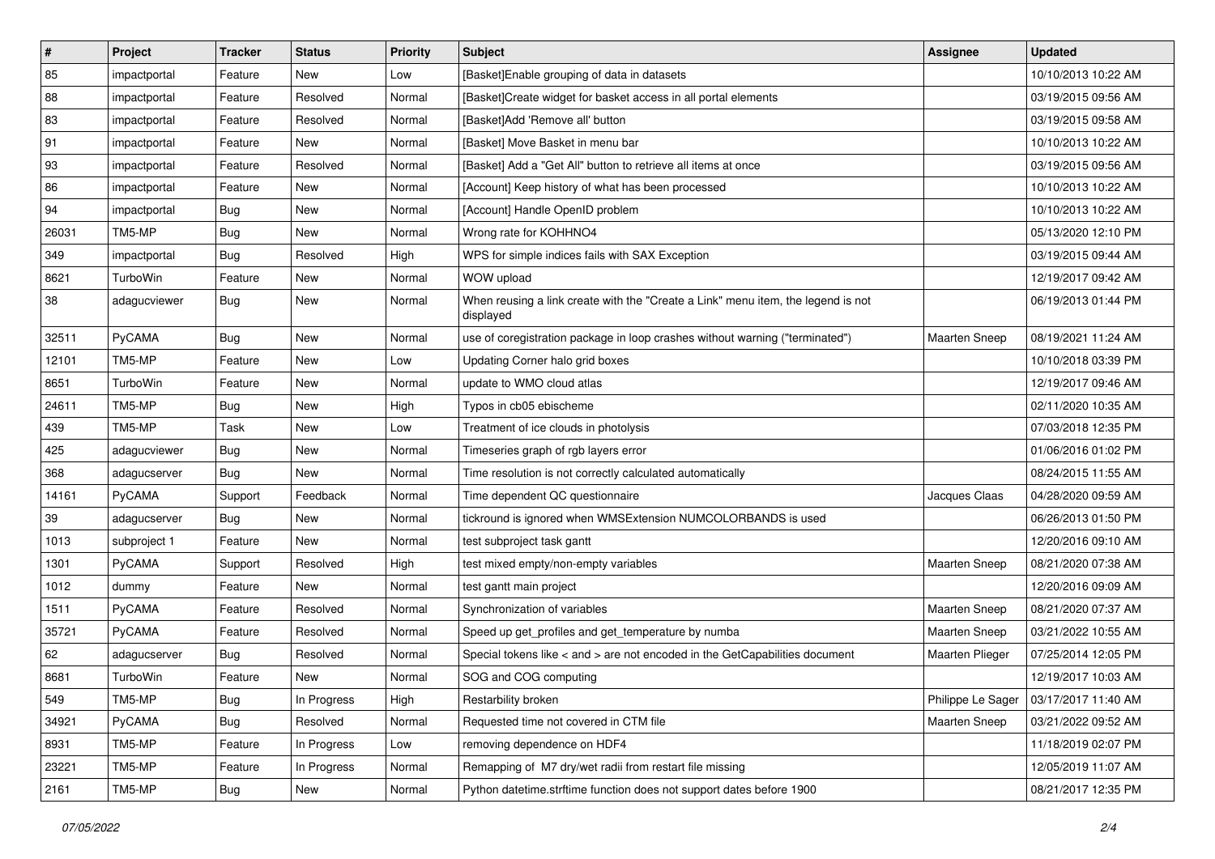| # | Project | Tracker | Status | Priority | Subject | Assignee | Updated |
|---|---|---|---|---|---|---|---|
| 85 | impactportal | Feature | New | Low | [Basket]Enable grouping of data in datasets | | 10/10/2013 10:22 AM |
| 88 | impactportal | Feature | Resolved | Normal | [Basket]Create widget for basket access in all portal elements | | 03/19/2015 09:56 AM |
| 83 | impactportal | Feature | Resolved | Normal | [Basket]Add 'Remove all' button | | 03/19/2015 09:58 AM |
| 91 | impactportal | Feature | New | Normal | [Basket] Move Basket in menu bar | | 10/10/2013 10:22 AM |
| 93 | impactportal | Feature | Resolved | Normal | [Basket] Add a "Get All" button to retrieve all items at once | | 03/19/2015 09:56 AM |
| 86 | impactportal | Feature | New | Normal | [Account] Keep history of what has been processed | | 10/10/2013 10:22 AM |
| 94 | impactportal | Bug | New | Normal | [Account] Handle OpenID problem | | 10/10/2013 10:22 AM |
| 26031 | TM5-MP | Bug | New | Normal | Wrong rate for KOHHNO4 | | 05/13/2020 12:10 PM |
| 349 | impactportal | Bug | Resolved | High | WPS for simple indices fails with SAX Exception | | 03/19/2015 09:44 AM |
| 8621 | TurboWin | Feature | New | Normal | WOW upload | | 12/19/2017 09:42 AM |
| 38 | adagucviewer | Bug | New | Normal | When reusing a link create with the "Create a Link" menu item, the legend is not displayed | | 06/19/2013 01:44 PM |
| 32511 | PyCAMA | Bug | New | Normal | use of coregistration package in loop crashes without warning ("terminated") | Maarten Sneep | 08/19/2021 11:24 AM |
| 12101 | TM5-MP | Feature | New | Low | Updating Corner halo grid boxes | | 10/10/2018 03:39 PM |
| 8651 | TurboWin | Feature | New | Normal | update to WMO cloud atlas | | 12/19/2017 09:46 AM |
| 24611 | TM5-MP | Bug | New | High | Typos in cb05 ebischeme | | 02/11/2020 10:35 AM |
| 439 | TM5-MP | Task | New | Low | Treatment of ice clouds in photolysis | | 07/03/2018 12:35 PM |
| 425 | adagucviewer | Bug | New | Normal | Timeseries graph of rgb layers error | | 01/06/2016 01:02 PM |
| 368 | adagucserver | Bug | New | Normal | Time resolution is not correctly calculated automatically | | 08/24/2015 11:55 AM |
| 14161 | PyCAMA | Support | Feedback | Normal | Time dependent QC questionnaire | Jacques Claas | 04/28/2020 09:59 AM |
| 39 | adagucserver | Bug | New | Normal | tickround is ignored when WMSExtension NUMCOLORBANDS is used | | 06/26/2013 01:50 PM |
| 1013 | subproject 1 | Feature | New | Normal | test subproject task gantt | | 12/20/2016 09:10 AM |
| 1301 | PyCAMA | Support | Resolved | High | test mixed empty/non-empty variables | Maarten Sneep | 08/21/2020 07:38 AM |
| 1012 | dummy | Feature | New | Normal | test gantt main project | | 12/20/2016 09:09 AM |
| 1511 | PyCAMA | Feature | Resolved | Normal | Synchronization of variables | Maarten Sneep | 08/21/2020 07:37 AM |
| 35721 | PyCAMA | Feature | Resolved | Normal | Speed up get_profiles and get_temperature by numba | Maarten Sneep | 03/21/2022 10:55 AM |
| 62 | adagucserver | Bug | Resolved | Normal | Special tokens like < and > are not encoded in the GetCapabilities document | Maarten Plieger | 07/25/2014 12:05 PM |
| 8681 | TurboWin | Feature | New | Normal | SOG and COG computing | | 12/19/2017 10:03 AM |
| 549 | TM5-MP | Bug | In Progress | High | Restarbility broken | Philippe Le Sager | 03/17/2017 11:40 AM |
| 34921 | PyCAMA | Bug | Resolved | Normal | Requested time not covered in CTM file | Maarten Sneep | 03/21/2022 09:52 AM |
| 8931 | TM5-MP | Feature | In Progress | Low | removing dependence on HDF4 | | 11/18/2019 02:07 PM |
| 23221 | TM5-MP | Feature | In Progress | Normal | Remapping of M7 dry/wet radii from restart file missing | | 12/05/2019 11:07 AM |
| 2161 | TM5-MP | Bug | New | Normal | Python datetime.strftime function does not support dates before 1900 | | 08/21/2017 12:35 PM |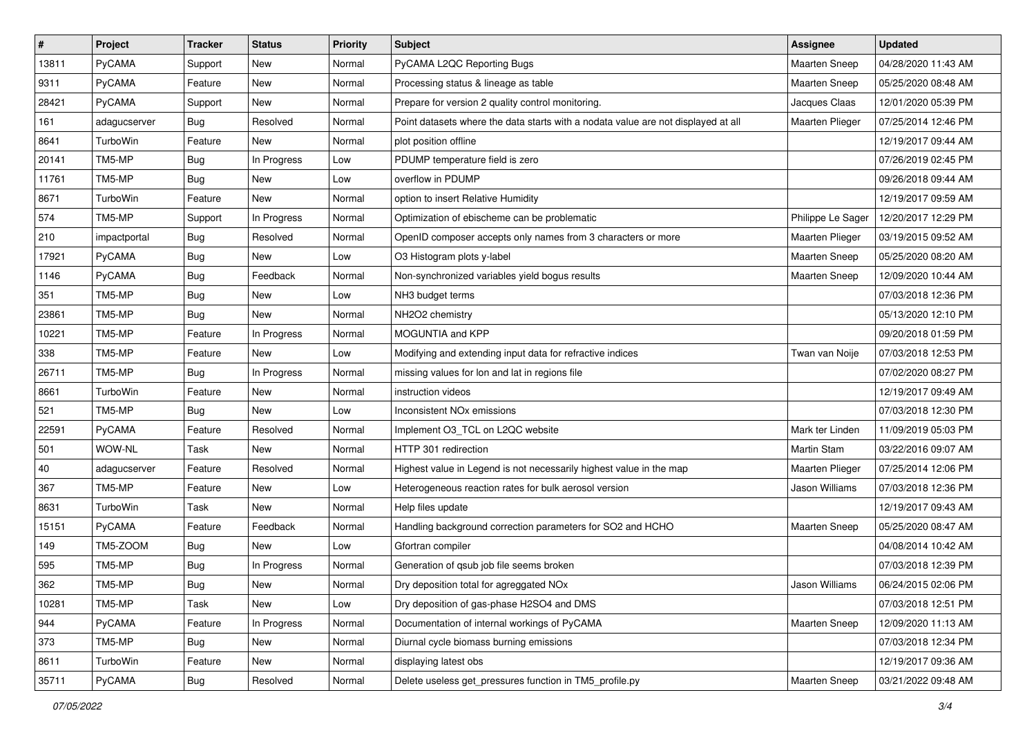| # | Project | Tracker | Status | Priority | Subject | Assignee | Updated |
|---|---|---|---|---|---|---|---|
| 13811 | PyCAMA | Support | New | Normal | PyCAMA L2QC Reporting Bugs | Maarten Sneep | 04/28/2020 11:43 AM |
| 9311 | PyCAMA | Feature | New | Normal | Processing status & lineage as table | Maarten Sneep | 05/25/2020 08:48 AM |
| 28421 | PyCAMA | Support | New | Normal | Prepare for version 2 quality control monitoring. | Jacques Claas | 12/01/2020 05:39 PM |
| 161 | adagucserver | Bug | Resolved | Normal | Point datasets where the data starts with a nodata value are not displayed at all | Maarten Plieger | 07/25/2014 12:46 PM |
| 8641 | TurboWin | Feature | New | Normal | plot position offline | | 12/19/2017 09:44 AM |
| 20141 | TM5-MP | Bug | In Progress | Low | PDUMP temperature field is zero | | 07/26/2019 02:45 PM |
| 11761 | TM5-MP | Bug | New | Low | overflow in PDUMP | | 09/26/2018 09:44 AM |
| 8671 | TurboWin | Feature | New | Normal | option to insert Relative Humidity | | 12/19/2017 09:59 AM |
| 574 | TM5-MP | Support | In Progress | Normal | Optimization of ebischeme can be problematic | Philippe Le Sager | 12/20/2017 12:29 PM |
| 210 | impactportal | Bug | Resolved | Normal | OpenID composer accepts only names from 3 characters or more | Maarten Plieger | 03/19/2015 09:52 AM |
| 17921 | PyCAMA | Bug | New | Low | O3 Histogram plots y-label | Maarten Sneep | 05/25/2020 08:20 AM |
| 1146 | PyCAMA | Bug | Feedback | Normal | Non-synchronized variables yield bogus results | Maarten Sneep | 12/09/2020 10:44 AM |
| 351 | TM5-MP | Bug | New | Low | NH3 budget terms | | 07/03/2018 12:36 PM |
| 23861 | TM5-MP | Bug | New | Normal | NH2O2 chemistry | | 05/13/2020 12:10 PM |
| 10221 | TM5-MP | Feature | In Progress | Normal | MOGUNTIA and KPP | | 09/20/2018 01:59 PM |
| 338 | TM5-MP | Feature | New | Low | Modifying and extending input data for refractive indices | Twan van Noije | 07/03/2018 12:53 PM |
| 26711 | TM5-MP | Bug | In Progress | Normal | missing values for lon and lat in regions file | | 07/02/2020 08:27 PM |
| 8661 | TurboWin | Feature | New | Normal | instruction videos | | 12/19/2017 09:49 AM |
| 521 | TM5-MP | Bug | New | Low | Inconsistent NOx emissions | | 07/03/2018 12:30 PM |
| 22591 | PyCAMA | Feature | Resolved | Normal | Implement O3_TCL on L2QC website | Mark ter Linden | 11/09/2019 05:03 PM |
| 501 | WOW-NL | Task | New | Normal | HTTP 301 redirection | Martin Stam | 03/22/2016 09:07 AM |
| 40 | adagucserver | Feature | Resolved | Normal | Highest value in Legend is not necessarily highest value in the map | Maarten Plieger | 07/25/2014 12:06 PM |
| 367 | TM5-MP | Feature | New | Low | Heterogeneous reaction rates for bulk aerosol version | Jason Williams | 07/03/2018 12:36 PM |
| 8631 | TurboWin | Task | New | Normal | Help files update | | 12/19/2017 09:43 AM |
| 15151 | PyCAMA | Feature | Feedback | Normal | Handling background correction parameters for SO2 and HCHO | Maarten Sneep | 05/25/2020 08:47 AM |
| 149 | TM5-ZOOM | Bug | New | Low | Gfortran compiler | | 04/08/2014 10:42 AM |
| 595 | TM5-MP | Bug | In Progress | Normal | Generation of qsub job file seems broken | | 07/03/2018 12:39 PM |
| 362 | TM5-MP | Bug | New | Normal | Dry deposition total for agreggated NOx | Jason Williams | 06/24/2015 02:06 PM |
| 10281 | TM5-MP | Task | New | Low | Dry deposition of gas-phase H2SO4 and DMS | | 07/03/2018 12:51 PM |
| 944 | PyCAMA | Feature | In Progress | Normal | Documentation of internal workings of PyCAMA | Maarten Sneep | 12/09/2020 11:13 AM |
| 373 | TM5-MP | Bug | New | Normal | Diurnal cycle biomass burning emissions | | 07/03/2018 12:34 PM |
| 8611 | TurboWin | Feature | New | Normal | displaying latest obs | | 12/19/2017 09:36 AM |
| 35711 | PyCAMA | Bug | Resolved | Normal | Delete useless get_pressures function in TM5_profile.py | Maarten Sneep | 03/21/2022 09:48 AM |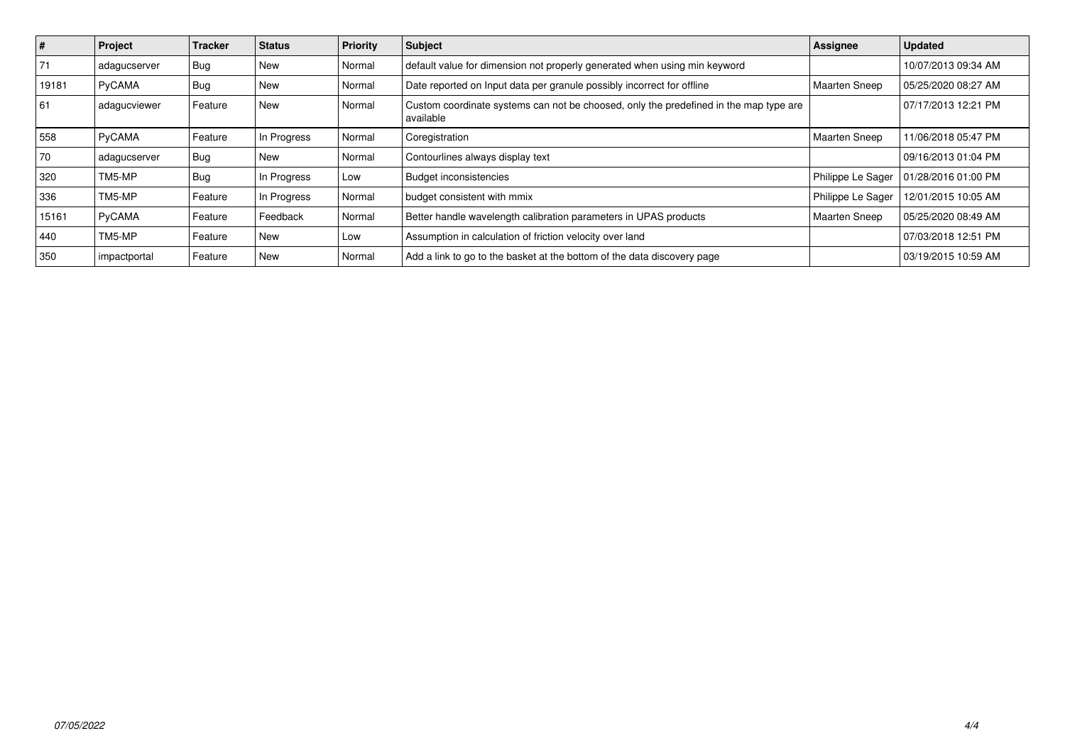| # | Project | Tracker | Status | Priority | Subject | Assignee | Updated |
|---|---|---|---|---|---|---|---|
| 71 | adagucserver | Bug | New | Normal | default value for dimension not properly generated when using min keyword | | 10/07/2013 09:34 AM |
| 19181 | PyCAMA | Bug | New | Normal | Date reported on Input data per granule possibly incorrect for offline | Maarten Sneep | 05/25/2020 08:27 AM |
| 61 | adagucviewer | Feature | New | Normal | Custom coordinate systems can not be choosed, only the predefined in the map type are available | | 07/17/2013 12:21 PM |
| 558 | PyCAMA | Feature | In Progress | Normal | Coregistration | Maarten Sneep | 11/06/2018 05:47 PM |
| 70 | adagucserver | Bug | New | Normal | Contourlines always display text | | 09/16/2013 01:04 PM |
| 320 | TM5-MP | Bug | In Progress | Low | Budget inconsistencies | Philippe Le Sager | 01/28/2016 01:00 PM |
| 336 | TM5-MP | Feature | In Progress | Normal | budget consistent with mmix | Philippe Le Sager | 12/01/2015 10:05 AM |
| 15161 | PyCAMA | Feature | Feedback | Normal | Better handle wavelength calibration parameters in UPAS products | Maarten Sneep | 05/25/2020 08:49 AM |
| 440 | TM5-MP | Feature | New | Low | Assumption in calculation of friction velocity over land | | 07/03/2018 12:51 PM |
| 350 | impactportal | Feature | New | Normal | Add a link to go to the basket at the bottom of the data discovery page | | 03/19/2015 10:59 AM |